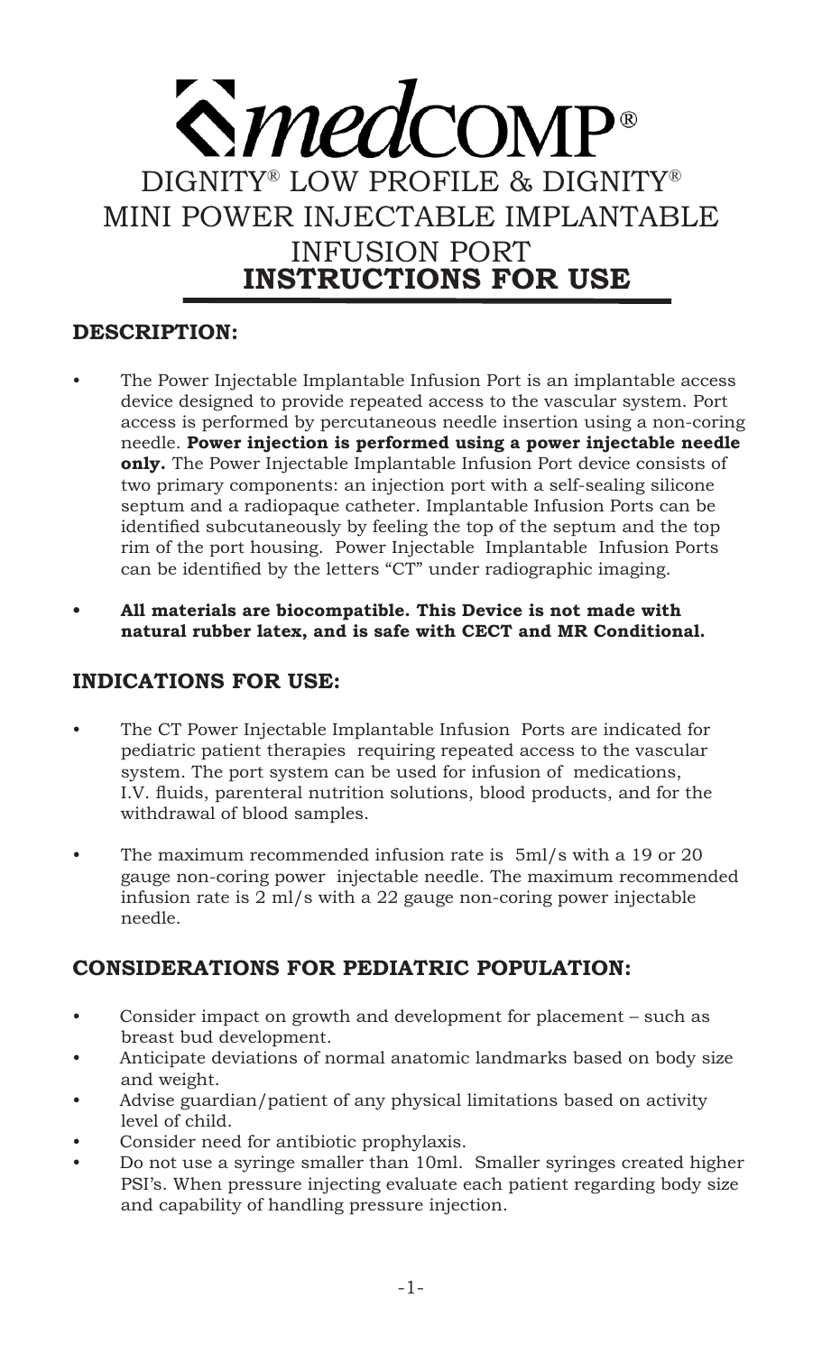# medCOMP®

# DIGNITY® LOW PROFILE & DIGNITY® MINI POWER INJECTABLE IMPLANTABLE INFUSION PORT

# INSTRUCTIONS FOR USE

## DESCRIPTION:

- The Power Injectable Implantable Infusion Port is an implantable access device designed to provide repeated access to the vascular system. Port access is performed by percutaneous needle insertion using a non-coring needle. **Power injection is performed using a power injectable needle only.** The Power Injectable Implantable Infusion Port device consists of two primary components: an injection port with a self-sealing silicone septum and a radiopaque catheter. Implantable Infusion Ports can be identified subcutaneously by feeling the top of the septum and the top rim of the port housing. Power Injectable Implantable Infusion Ports can be identified by the letters "CT" under radiographic imaging.
- **All materials are biocompatible. This Device is not made with natural rubber latex, and is safe with CECT and MR Conditional.**

## INDICATIONS FOR USE:

- The CT Power Injectable Implantable Infusion Ports are indicated for pediatric patient therapies requiring repeated access to the vascular system. The port system can be used for infusion of medications, I.V. fluids, parenteral nutrition solutions, blood products, and for the withdrawal of blood samples.
- The maximum recommended infusion rate is 5ml/s with a 19 or 20 gauge non-coring power injectable needle. The maximum recommended infusion rate is 2 ml/s with a 22 gauge non-coring power injectable needle.

## CONSIDERATIONS FOR PEDIATRIC POPULATION:

- Consider impact on growth and development for placement – such as breast bud development.
- Anticipate deviations of normal anatomic landmarks based on body size and weight.
- Advise guardian/patient of any physical limitations based on activity level of child.
- Consider need for antibiotic prophylaxis.
- Do not use a syringe smaller than 10ml. Smaller syringes created higher PSI's. When pressure injecting evaluate each patient regarding body size and capability of handling pressure injection.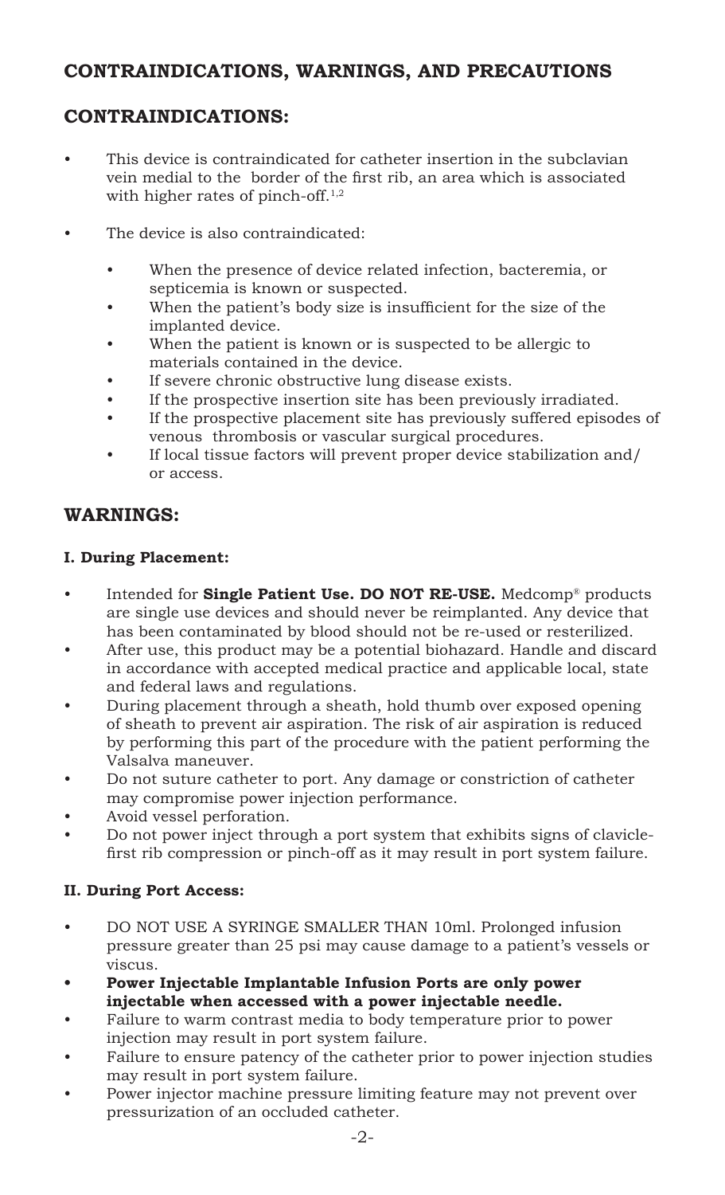## CONTRAINDICATIONS, WARNINGS, AND PRECAUTIONS

## CONTRAINDICATIONS:

- This device is contraindicated for catheter insertion in the subclavian vein medial to the border of the first rib, an area which is associated with higher rates of pinch-off.[1,2]
- The device is also contraindicated:
  - When the presence of device related infection, bacteremia, or septicemia is known or suspected.
  - When the patient's body size is insufficient for the size of the implanted device.
  - When the patient is known or is suspected to be allergic to materials contained in the device.
  - If severe chronic obstructive lung disease exists.
  - If the prospective insertion site has been previously irradiated.
  - If the prospective placement site has previously suffered episodes of venous thrombosis or vascular surgical procedures.
  - If local tissue factors will prevent proper device stabilization and/ or access.

## WARNINGS:

**I. During Placement:**

- Intended for **Single Patient Use. DO NOT RE-USE.** Medcomp® products are single use devices and should never be reimplanted. Any device that has been contaminated by blood should not be re-used or resterilized.
- After use, this product may be a potential biohazard. Handle and discard in accordance with accepted medical practice and applicable local, state and federal laws and regulations.
- During placement through a sheath, hold thumb over exposed opening of sheath to prevent air aspiration. The risk of air aspiration is reduced by performing this part of the procedure with the patient performing the Valsalva maneuver.
- Do not suture catheter to port. Any damage or constriction of catheter may compromise power injection performance.
- Avoid vessel perforation.
- Do not power inject through a port system that exhibits signs of clavicle-first rib compression or pinch-off as it may result in port system failure.

**II. During Port Access:**

- DO NOT USE A SYRINGE SMALLER THAN 10ml. Prolonged infusion pressure greater than 25 psi may cause damage to a patient's vessels or viscus.
- **Power Injectable Implantable Infusion Ports are only power injectable when accessed with a power injectable needle.**
- Failure to warm contrast media to body temperature prior to power injection may result in port system failure.
- Failure to ensure patency of the catheter prior to power injection studies may result in port system failure.
- Power injector machine pressure limiting feature may not prevent over pressurization of an occluded catheter.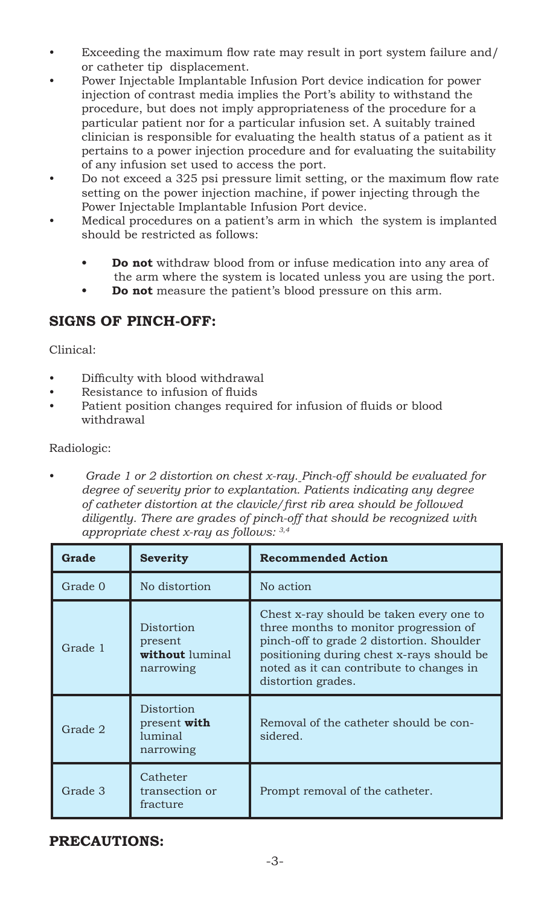- Exceeding the maximum flow rate may result in port system failure and/or catheter tip displacement.
- Power Injectable Implantable Infusion Port device indication for power injection of contrast media implies the Port's ability to withstand the procedure, but does not imply appropriateness of the procedure for a particular patient nor for a particular infusion set. A suitably trained clinician is responsible for evaluating the health status of a patient as it pertains to a power injection procedure and for evaluating the suitability of any infusion set used to access the port.
- Do not exceed a 325 psi pressure limit setting, or the maximum flow rate setting on the power injection machine, if power injecting through the Power Injectable Implantable Infusion Port device.
- Medical procedures on a patient's arm in which the system is implanted should be restricted as follows:
  - **Do not** withdraw blood from or infuse medication into any area of the arm where the system is located unless you are using the port.
  - **Do not** measure the patient's blood pressure on this arm.

## SIGNS OF PINCH-OFF:

Clinical:

- Difficulty with blood withdrawal
- Resistance to infusion of fluids
- Patient position changes required for infusion of fluids or blood withdrawal

Radiologic:

- *Grade 1 or 2 distortion on chest x-ray. Pinch-off should be evaluated for degree of severity prior to explantation. Patients indicating any degree of catheter distortion at the clavicle/first rib area should be followed diligently. There are grades of pinch-off that should be recognized with appropriate chest x-ray as follows:* [3,4]

| Grade | Severity | Recommended Action |
|---|---|---|
| Grade 0 | No distortion | No action |
| Grade 1 | Distortion present **without** luminal narrowing | Chest x-ray should be taken every one to three months to monitor progression of pinch-off to grade 2 distortion. Shoulder positioning during chest x-rays should be noted as it can contribute to changes in distortion grades. |
| Grade 2 | Distortion present **with** luminal narrowing | Removal of the catheter should be considered. |
| Grade 3 | Catheter transection or fracture | Prompt removal of the catheter. |

## PRECAUTIONS: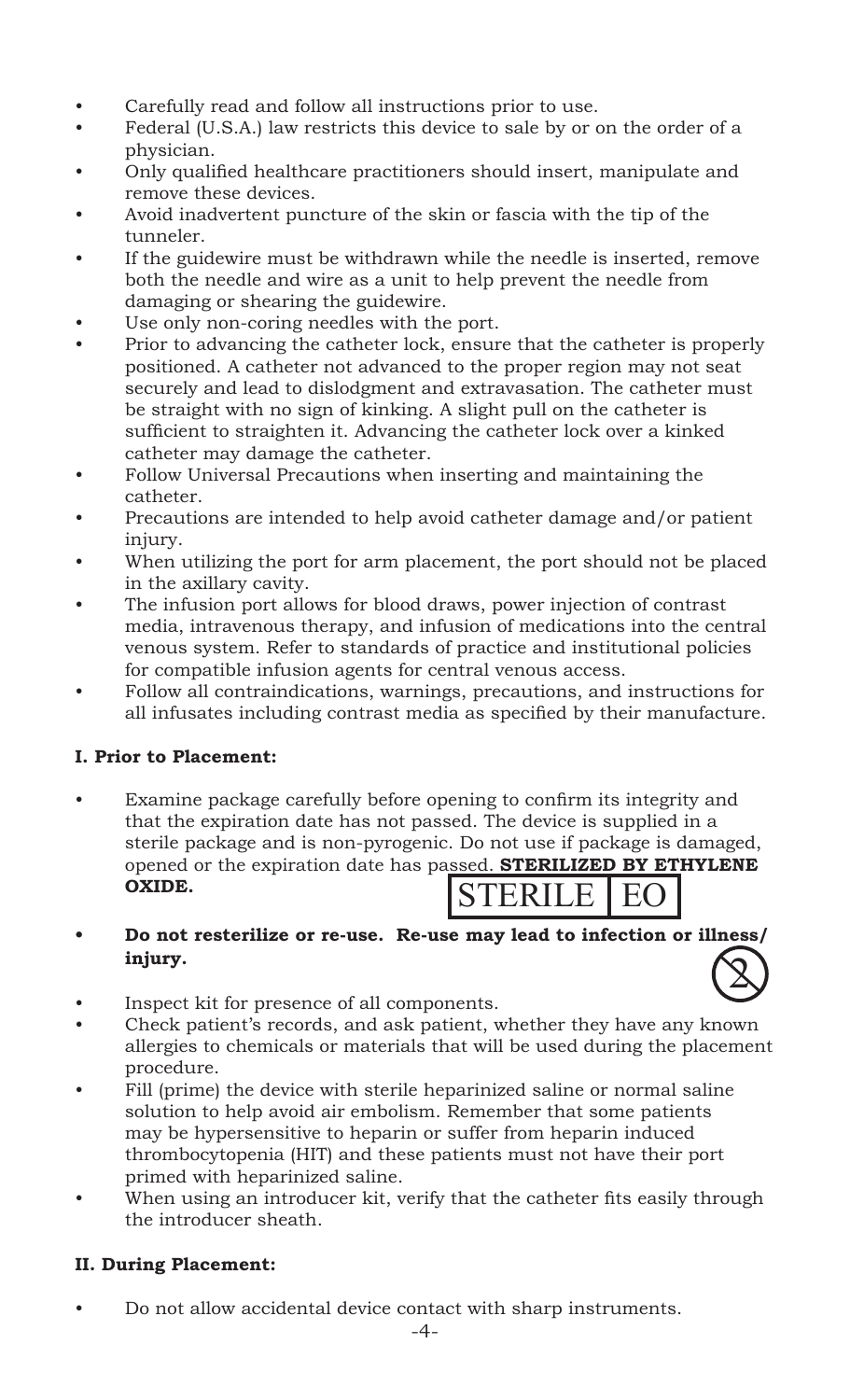- Carefully read and follow all instructions prior to use.
- Federal (U.S.A.) law restricts this device to sale by or on the order of a physician.
- Only qualified healthcare practitioners should insert, manipulate and remove these devices.
- Avoid inadvertent puncture of the skin or fascia with the tip of the tunneler.
- If the guidewire must be withdrawn while the needle is inserted, remove both the needle and wire as a unit to help prevent the needle from damaging or shearing the guidewire.
- Use only non-coring needles with the port.
- Prior to advancing the catheter lock, ensure that the catheter is properly positioned. A catheter not advanced to the proper region may not seat securely and lead to dislodgment and extravasation. The catheter must be straight with no sign of kinking. A slight pull on the catheter is sufficient to straighten it. Advancing the catheter lock over a kinked catheter may damage the catheter.
- Follow Universal Precautions when inserting and maintaining the catheter.
- Precautions are intended to help avoid catheter damage and/or patient injury.
- When utilizing the port for arm placement, the port should not be placed in the axillary cavity.
- The infusion port allows for blood draws, power injection of contrast media, intravenous therapy, and infusion of medications into the central venous system. Refer to standards of practice and institutional policies for compatible infusion agents for central venous access.
- Follow all contraindications, warnings, precautions, and instructions for all infusates including contrast media as specified by their manufacture.

**I. Prior to Placement:**

- Examine package carefully before opening to confirm its integrity and that the expiration date has not passed. The device is supplied in a sterile package and is non-pyrogenic. Do not use if package is damaged, opened or the expiration date has passed. **STERILIZED BY ETHYLENE OXIDE.** STERILE EO
- **Do not resterilize or re-use. Re-use may lead to infection or illness/ injury.**
- Inspect kit for presence of all components.
- Check patient's records, and ask patient, whether they have any known allergies to chemicals or materials that will be used during the placement procedure.
- Fill (prime) the device with sterile heparinized saline or normal saline solution to help avoid air embolism. Remember that some patients may be hypersensitive to heparin or suffer from heparin induced thrombocytopenia (HIT) and these patients must not have their port primed with heparinized saline.
- When using an introducer kit, verify that the catheter fits easily through the introducer sheath.

**II. During Placement:**

- Do not allow accidental device contact with sharp instruments.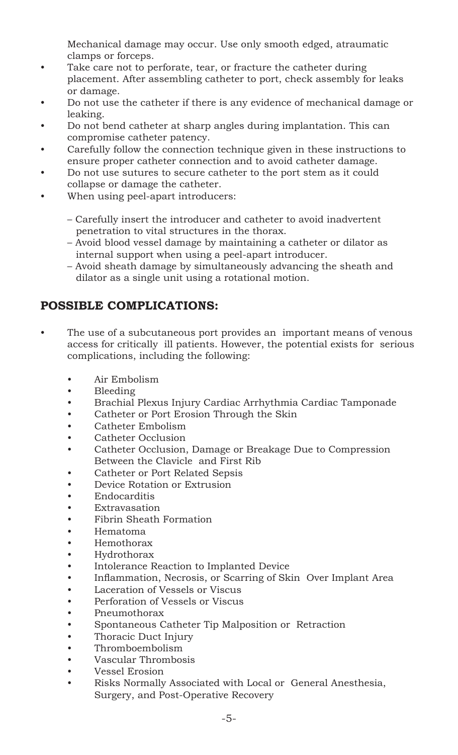Mechanical damage may occur. Use only smooth edged, atraumatic clamps or forceps.

- Take care not to perforate, tear, or fracture the catheter during placement. After assembling catheter to port, check assembly for leaks or damage.
- Do not use the catheter if there is any evidence of mechanical damage or leaking.
- Do not bend catheter at sharp angles during implantation. This can compromise catheter patency.
- Carefully follow the connection technique given in these instructions to ensure proper catheter connection and to avoid catheter damage.
- Do not use sutures to secure catheter to the port stem as it could collapse or damage the catheter.
- When using peel-apart introducers:
  - Carefully insert the introducer and catheter to avoid inadvertent penetration to vital structures in the thorax.
  - Avoid blood vessel damage by maintaining a catheter or dilator as internal support when using a peel-apart introducer.
  - Avoid sheath damage by simultaneously advancing the sheath and dilator as a single unit using a rotational motion.

## POSSIBLE COMPLICATIONS:

- The use of a subcutaneous port provides an important means of venous access for critically ill patients. However, the potential exists for serious complications, including the following:
  - Air Embolism
  - Bleeding
  - Brachial Plexus Injury Cardiac Arrhythmia Cardiac Tamponade
  - Catheter or Port Erosion Through the Skin
  - Catheter Embolism
  - Catheter Occlusion
  - Catheter Occlusion, Damage or Breakage Due to Compression Between the Clavicle and First Rib
  - Catheter or Port Related Sepsis
  - Device Rotation or Extrusion
  - Endocarditis
  - Extravasation
  - Fibrin Sheath Formation
  - Hematoma
  - Hemothorax
  - Hydrothorax
  - Intolerance Reaction to Implanted Device
  - Inflammation, Necrosis, or Scarring of Skin Over Implant Area
  - Laceration of Vessels or Viscus
  - Perforation of Vessels or Viscus
  - Pneumothorax
  - Spontaneous Catheter Tip Malposition or Retraction
  - Thoracic Duct Injury
  - Thromboembolism
  - Vascular Thrombosis
  - Vessel Erosion
  - Risks Normally Associated with Local or General Anesthesia, Surgery, and Post-Operative Recovery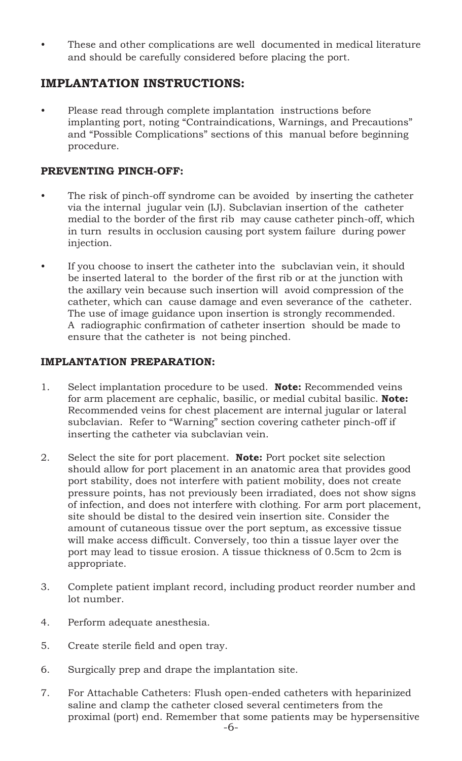- These and other complications are well documented in medical literature and should be carefully considered before placing the port.

## IMPLANTATION INSTRUCTIONS:

- Please read through complete implantation instructions before implanting port, noting "Contraindications, Warnings, and Precautions" and "Possible Complications" sections of this manual before beginning procedure.

### PREVENTING PINCH-OFF:

- The risk of pinch-off syndrome can be avoided by inserting the catheter via the internal jugular vein (IJ). Subclavian insertion of the catheter medial to the border of the first rib may cause catheter pinch-off, which in turn results in occlusion causing port system failure during power injection.
- If you choose to insert the catheter into the subclavian vein, it should be inserted lateral to the border of the first rib or at the junction with the axillary vein because such insertion will avoid compression of the catheter, which can cause damage and even severance of the catheter. The use of image guidance upon insertion is strongly recommended. A radiographic confirmation of catheter insertion should be made to ensure that the catheter is not being pinched.

### IMPLANTATION PREPARATION:

1. Select implantation procedure to be used. **Note:** Recommended veins for arm placement are cephalic, basilic, or medial cubital basilic. **Note:** Recommended veins for chest placement are internal jugular or lateral subclavian. Refer to "Warning" section covering catheter pinch-off if inserting the catheter via subclavian vein.
2. Select the site for port placement. **Note:** Port pocket site selection should allow for port placement in an anatomic area that provides good port stability, does not interfere with patient mobility, does not create pressure points, has not previously been irradiated, does not show signs of infection, and does not interfere with clothing. For arm port placement, site should be distal to the desired vein insertion site. Consider the amount of cutaneous tissue over the port septum, as excessive tissue will make access difficult. Conversely, too thin a tissue layer over the port may lead to tissue erosion. A tissue thickness of 0.5cm to 2cm is appropriate.
3. Complete patient implant record, including product reorder number and lot number.
4. Perform adequate anesthesia.
5. Create sterile field and open tray.
6. Surgically prep and drape the implantation site.
7. For Attachable Catheters: Flush open-ended catheters with heparinized saline and clamp the catheter closed several centimeters from the proximal (port) end. Remember that some patients may be hypersensitive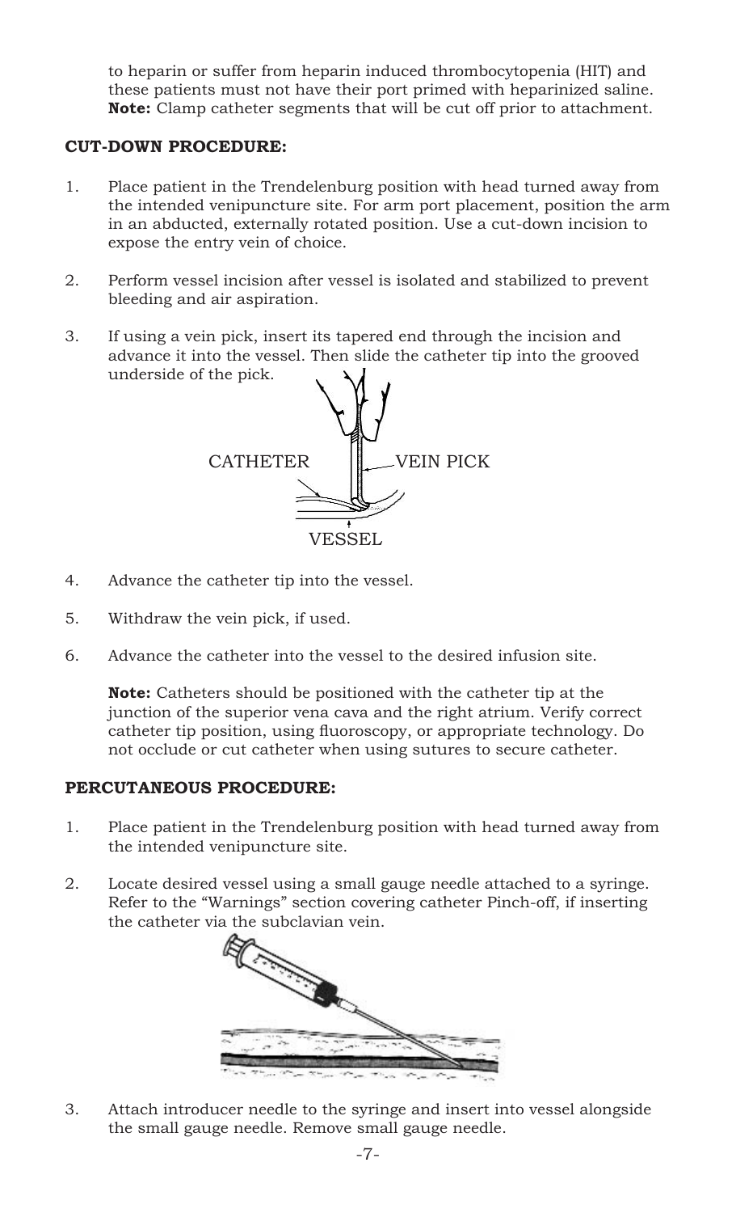to heparin or suffer from heparin induced thrombocytopenia (HIT) and these patients must not have their port primed with heparinized saline. **Note:** Clamp catheter segments that will be cut off prior to attachment.

### CUT-DOWN PROCEDURE:

1. Place patient in the Trendelenburg position with head turned away from the intended venipuncture site. For arm port placement, position the arm in an abducted, externally rotated position. Use a cut-down incision to expose the entry vein of choice.

2. Perform vessel incision after vessel is isolated and stabilized to prevent bleeding and air aspiration.

3. If using a vein pick, insert its tapered end through the incision and advance it into the vessel. Then slide the catheter tip into the grooved underside of the pick.

CATHETER VEIN PICK VESSEL

4. Advance the catheter tip into the vessel.

5. Withdraw the vein pick, if used.

6. Advance the catheter into the vessel to the desired infusion site.

   **Note:** Catheters should be positioned with the catheter tip at the junction of the superior vena cava and the right atrium. Verify correct catheter tip position, using fluoroscopy, or appropriate technology. Do not occlude or cut catheter when using sutures to secure catheter.

### PERCUTANEOUS PROCEDURE:

1. Place patient in the Trendelenburg position with head turned away from the intended venipuncture site.

2. Locate desired vessel using a small gauge needle attached to a syringe. Refer to the "Warnings" section covering catheter Pinch-off, if inserting the catheter via the subclavian vein.

3. Attach introducer needle to the syringe and insert into vessel alongside the small gauge needle. Remove small gauge needle.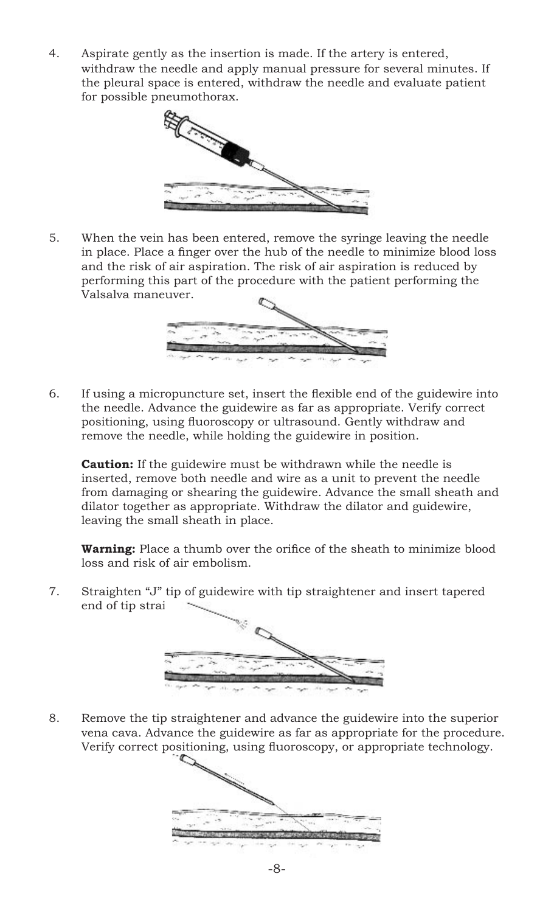4. Aspirate gently as the insertion is made. If the artery is entered, withdraw the needle and apply manual pressure for several minutes. If the pleural space is entered, withdraw the needle and evaluate patient for possible pneumothorax.

5. When the vein has been entered, remove the syringe leaving the needle in place. Place a finger over the hub of the needle to minimize blood loss and the risk of air aspiration. The risk of air aspiration is reduced by performing this part of the procedure with the patient performing the Valsalva maneuver.

6. If using a micropuncture set, insert the flexible end of the guidewire into the needle. Advance the guidewire as far as appropriate. Verify correct positioning, using fluoroscopy or ultrasound. Gently withdraw and remove the needle, while holding the guidewire in position.

   **Caution:** If the guidewire must be withdrawn while the needle is inserted, remove both needle and wire as a unit to prevent the needle from damaging or shearing the guidewire. Advance the small sheath and dilator together as appropriate. Withdraw the dilator and guidewire, leaving the small sheath in place.

   **Warning:** Place a thumb over the orifice of the sheath to minimize blood loss and risk of air embolism.

7. Straighten "J" tip of guidewire with tip straightener and insert tapered end of tip strai

8. Remove the tip straightener and advance the guidewire into the superior vena cava. Advance the guidewire as far as appropriate for the procedure. Verify correct positioning, using fluoroscopy, or appropriate technology.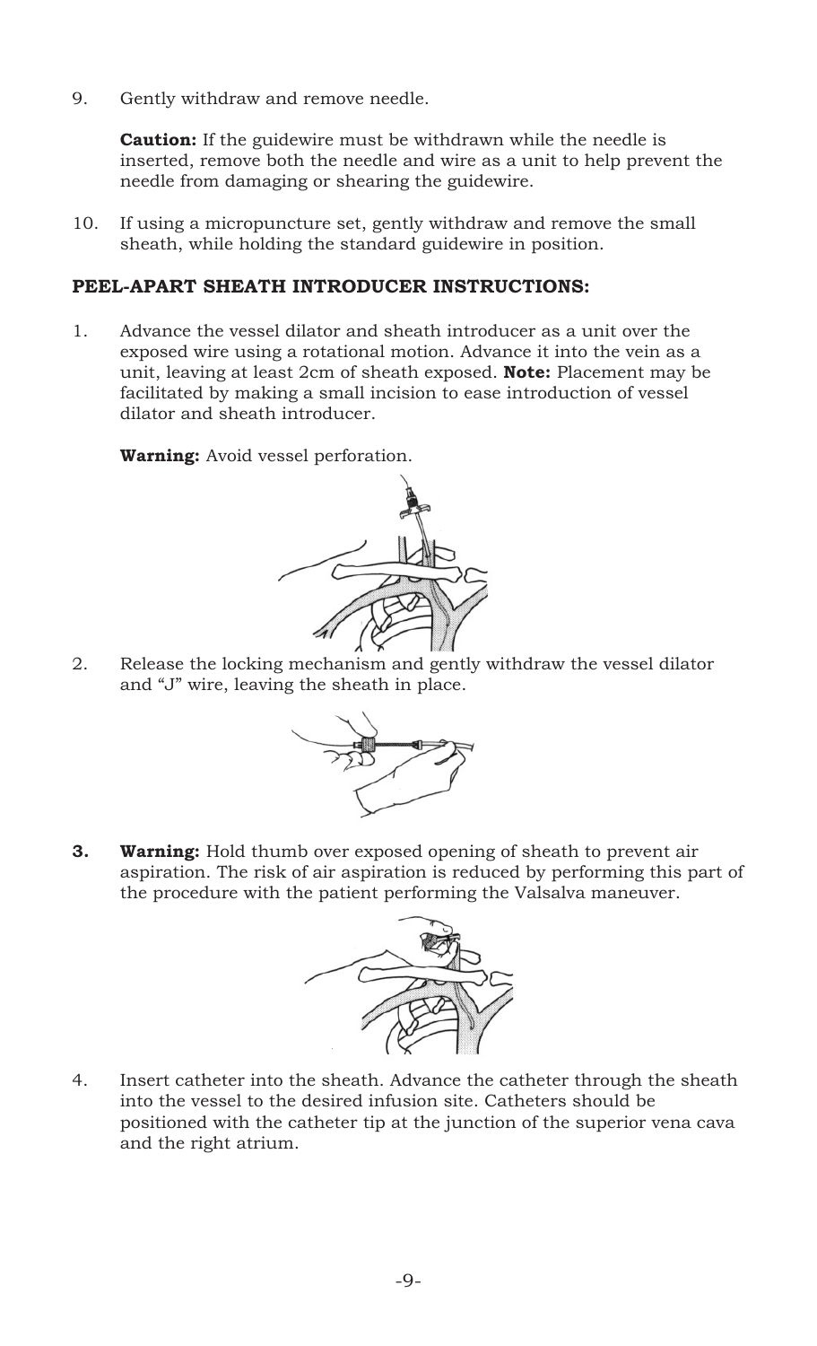9. Gently withdraw and remove needle.

   **Caution:** If the guidewire must be withdrawn while the needle is inserted, remove both the needle and wire as a unit to help prevent the needle from damaging or shearing the guidewire.

10. If using a micropuncture set, gently withdraw and remove the small sheath, while holding the standard guidewire in position.

### PEEL-APART SHEATH INTRODUCER INSTRUCTIONS:

1. Advance the vessel dilator and sheath introducer as a unit over the exposed wire using a rotational motion. Advance it into the vein as a unit, leaving at least 2cm of sheath exposed. **Note:** Placement may be facilitated by making a small incision to ease introduction of vessel dilator and sheath introducer.

   **Warning:** Avoid vessel perforation.

2. Release the locking mechanism and gently withdraw the vessel dilator and "J" wire, leaving the sheath in place.

3. **Warning:** Hold thumb over exposed opening of sheath to prevent air aspiration. The risk of air aspiration is reduced by performing this part of the procedure with the patient performing the Valsalva maneuver.

4. Insert catheter into the sheath. Advance the catheter through the sheath into the vessel to the desired infusion site. Catheters should be positioned with the catheter tip at the junction of the superior vena cava and the right atrium.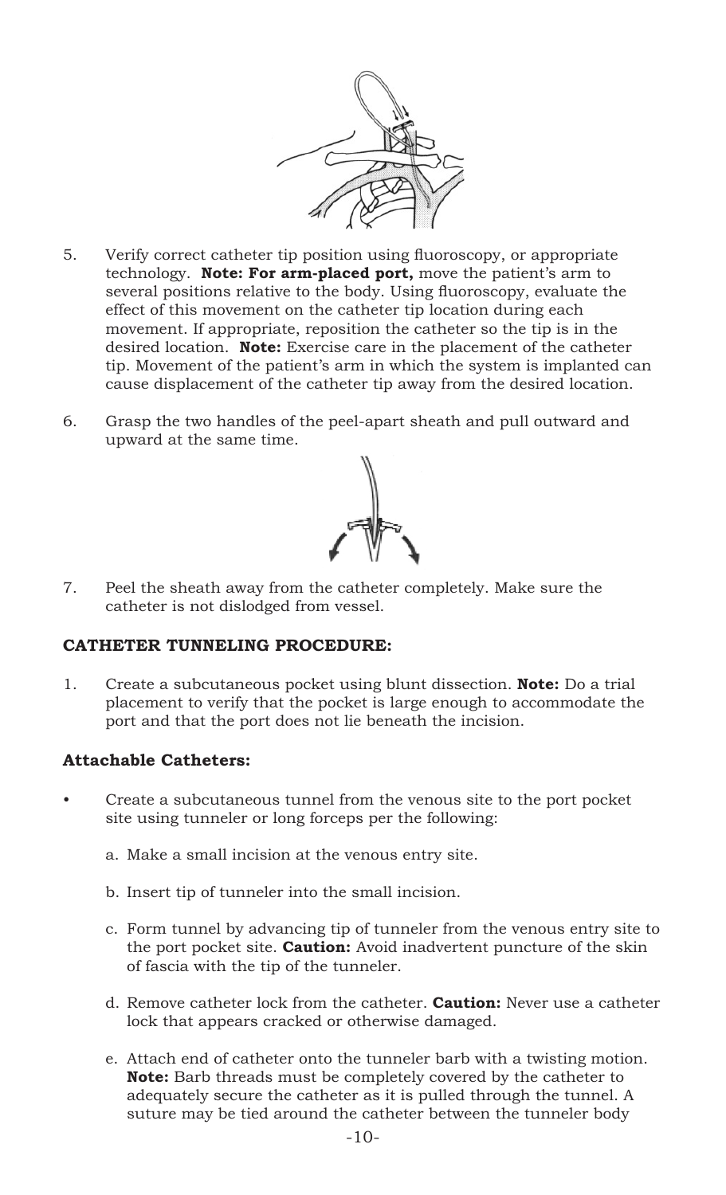5. Verify correct catheter tip position using fluoroscopy, or appropriate technology. **Note: For arm-placed port,** move the patient's arm to several positions relative to the body. Using fluoroscopy, evaluate the effect of this movement on the catheter tip location during each movement. If appropriate, reposition the catheter so the tip is in the desired location. **Note:** Exercise care in the placement of the catheter tip. Movement of the patient's arm in which the system is implanted can cause displacement of the catheter tip away from the desired location.

6. Grasp the two handles of the peel-apart sheath and pull outward and upward at the same time.

7. Peel the sheath away from the catheter completely. Make sure the catheter is not dislodged from vessel.

### CATHETER TUNNELING PROCEDURE:

1. Create a subcutaneous pocket using blunt dissection. **Note:** Do a trial placement to verify that the pocket is large enough to accommodate the port and that the port does not lie beneath the incision.

### Attachable Catheters:

- Create a subcutaneous tunnel from the venous site to the port pocket site using tunneler or long forceps per the following:

  a. Make a small incision at the venous entry site.

  b. Insert tip of tunneler into the small incision.

  c. Form tunnel by advancing tip of tunneler from the venous entry site to the port pocket site. **Caution:** Avoid inadvertent puncture of the skin of fascia with the tip of the tunneler.

  d. Remove catheter lock from the catheter. **Caution:** Never use a catheter lock that appears cracked or otherwise damaged.

  e. Attach end of catheter onto the tunneler barb with a twisting motion. **Note:** Barb threads must be completely covered by the catheter to adequately secure the catheter as it is pulled through the tunnel. A suture may be tied around the catheter between the tunneler body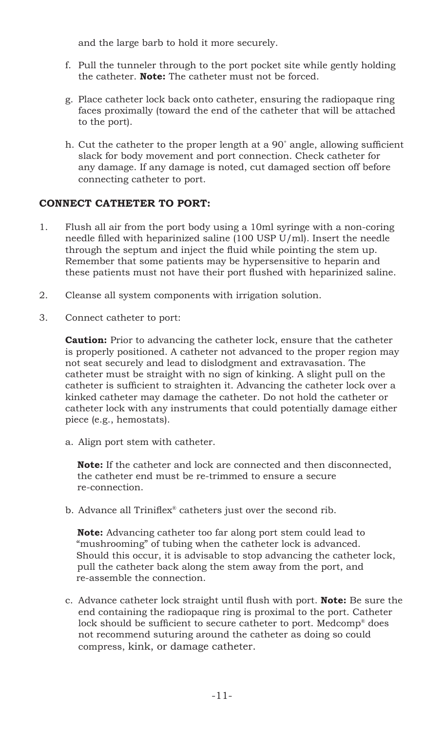and the large barb to hold it more securely.

f. Pull the tunneler through to the port pocket site while gently holding the catheter. **Note:** The catheter must not be forced.

g. Place catheter lock back onto catheter, ensuring the radiopaque ring faces proximally (toward the end of the catheter that will be attached to the port).

h. Cut the catheter to the proper length at a 90˚ angle, allowing sufficient slack for body movement and port connection. Check catheter for any damage. If any damage is noted, cut damaged section off before connecting catheter to port.

### CONNECT CATHETER TO PORT:

1. Flush all air from the port body using a 10ml syringe with a non-coring needle filled with heparinized saline (100 USP U/ml). Insert the needle through the septum and inject the fluid while pointing the stem up. Remember that some patients may be hypersensitive to heparin and these patients must not have their port flushed with heparinized saline.

2. Cleanse all system components with irrigation solution.

3. Connect catheter to port:

   **Caution:** Prior to advancing the catheter lock, ensure that the catheter is properly positioned. A catheter not advanced to the proper region may not seat securely and lead to dislodgment and extravasation. The catheter must be straight with no sign of kinking. A slight pull on the catheter is sufficient to straighten it. Advancing the catheter lock over a kinked catheter may damage the catheter. Do not hold the catheter or catheter lock with any instruments that could potentially damage either piece (e.g., hemostats).

   a. Align port stem with catheter.

      **Note:** If the catheter and lock are connected and then disconnected, the catheter end must be re-trimmed to ensure a secure re-connection.

   b. Advance all Triniflex® catheters just over the second rib.

      **Note:** Advancing catheter too far along port stem could lead to "mushrooming" of tubing when the catheter lock is advanced. Should this occur, it is advisable to stop advancing the catheter lock, pull the catheter back along the stem away from the port, and re-assemble the connection.

   c. Advance catheter lock straight until flush with port. **Note:** Be sure the end containing the radiopaque ring is proximal to the port. Catheter lock should be sufficient to secure catheter to port. Medcomp® does not recommend suturing around the catheter as doing so could compress, kink, or damage catheter.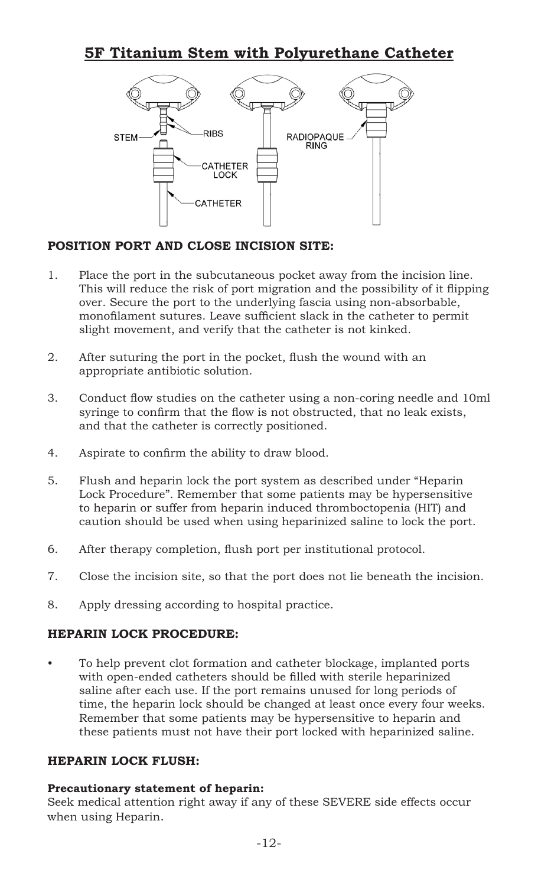## 5F Titanium Stem with Polyurethane Catheter

STEM

RIBS

CATHETER LOCK

CATHETER

RADIOPAQUE RING

### POSITION PORT AND CLOSE INCISION SITE:

1. Place the port in the subcutaneous pocket away from the incision line. This will reduce the risk of port migration and the possibility of it flipping over. Secure the port to the underlying fascia using non-absorbable, monofilament sutures. Leave sufficient slack in the catheter to permit slight movement, and verify that the catheter is not kinked.
2. After suturing the port in the pocket, flush the wound with an appropriate antibiotic solution.
3. Conduct flow studies on the catheter using a non-coring needle and 10ml syringe to confirm that the flow is not obstructed, that no leak exists, and that the catheter is correctly positioned.
4. Aspirate to confirm the ability to draw blood.
5. Flush and heparin lock the port system as described under "Heparin Lock Procedure". Remember that some patients may be hypersensitive to heparin or suffer from heparin induced thrombocytopenia (HIT) and caution should be used when using heparinized saline to lock the port.
6. After therapy completion, flush port per institutional protocol.
7. Close the incision site, so that the port does not lie beneath the incision.
8. Apply dressing according to hospital practice.

### HEPARIN LOCK PROCEDURE:

- To help prevent clot formation and catheter blockage, implanted ports with open-ended catheters should be filled with sterile heparinized saline after each use. If the port remains unused for long periods of time, the heparin lock should be changed at least once every four weeks. Remember that some patients may be hypersensitive to heparin and these patients must not have their port locked with heparinized saline.

### HEPARIN LOCK FLUSH:

**Precautionary statement of heparin:**
Seek medical attention right away if any of these SEVERE side effects occur when using Heparin.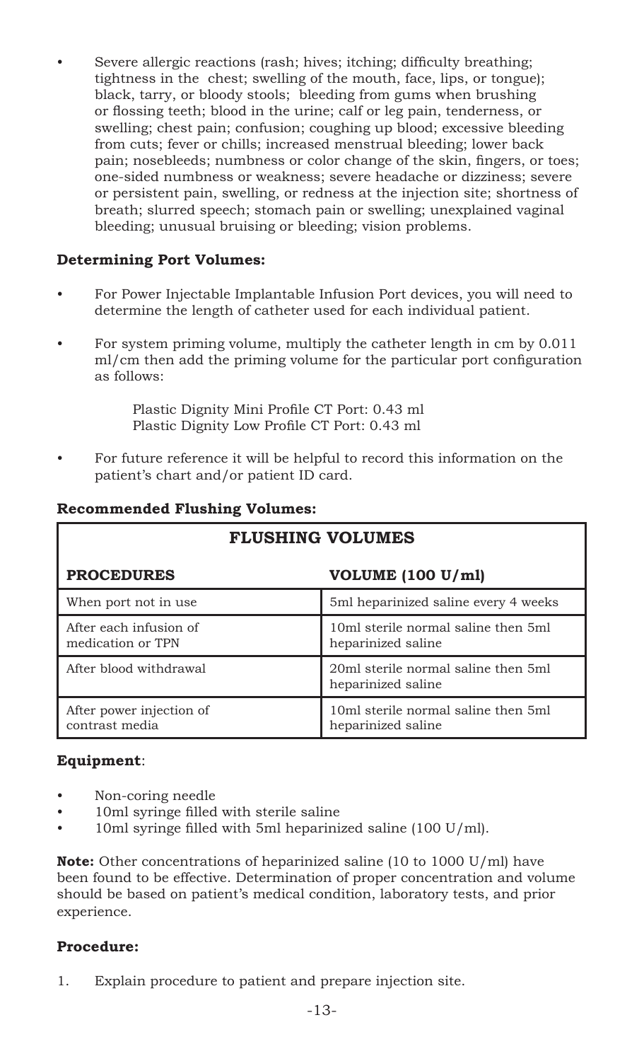- Severe allergic reactions (rash; hives; itching; difficulty breathing; tightness in the chest; swelling of the mouth, face, lips, or tongue); black, tarry, or bloody stools; bleeding from gums when brushing or flossing teeth; blood in the urine; calf or leg pain, tenderness, or swelling; chest pain; confusion; coughing up blood; excessive bleeding from cuts; fever or chills; increased menstrual bleeding; lower back pain; nosebleeds; numbness or color change of the skin, fingers, or toes; one-sided numbness or weakness; severe headache or dizziness; severe or persistent pain, swelling, or redness at the injection site; shortness of breath; slurred speech; stomach pain or swelling; unexplained vaginal bleeding; unusual bruising or bleeding; vision problems.

**Determining Port Volumes:**

- For Power Injectable Implantable Infusion Port devices, you will need to determine the length of catheter used for each individual patient.
- For system priming volume, multiply the catheter length in cm by 0.011 ml/cm then add the priming volume for the particular port configuration as follows:

  Plastic Dignity Mini Profile CT Port: 0.43 ml
  Plastic Dignity Low Profile CT Port: 0.43 ml

- For future reference it will be helpful to record this information on the patient's chart and/or patient ID card.

**Recommended Flushing Volumes:**

| FLUSHING VOLUMES | |
|---|---|
| **PROCEDURES** | **VOLUME (100 U/ml)** |
| When port not in use | 5ml heparinized saline every 4 weeks |
| After each infusion of medication or TPN | 10ml sterile normal saline then 5ml heparinized saline |
| After blood withdrawal | 20ml sterile normal saline then 5ml heparinized saline |
| After power injection of contrast media | 10ml sterile normal saline then 5ml heparinized saline |

**Equipment**:

- Non-coring needle
- 10ml syringe filled with sterile saline
- 10ml syringe filled with 5ml heparinized saline (100 U/ml).

**Note:** Other concentrations of heparinized saline (10 to 1000 U/ml) have been found to be effective. Determination of proper concentration and volume should be based on patient's medical condition, laboratory tests, and prior experience.

**Procedure:**

1. Explain procedure to patient and prepare injection site.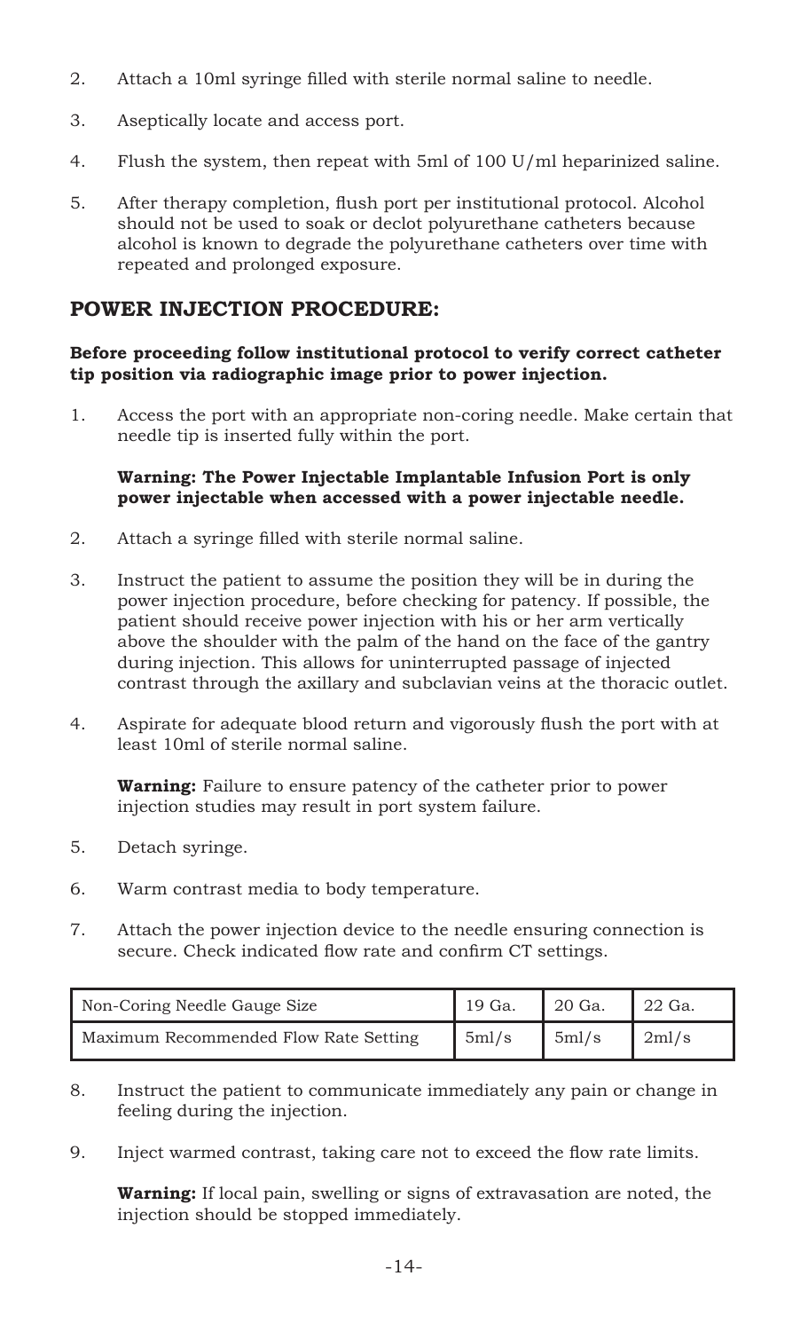2. Attach a 10ml syringe filled with sterile normal saline to needle.

3. Aseptically locate and access port.

4. Flush the system, then repeat with 5ml of 100 U/ml heparinized saline.

5. After therapy completion, flush port per institutional protocol. Alcohol should not be used to soak or declot polyurethane catheters because alcohol is known to degrade the polyurethane catheters over time with repeated and prolonged exposure.

## POWER INJECTION PROCEDURE:

**Before proceeding follow institutional protocol to verify correct catheter tip position via radiographic image prior to power injection.**

1. Access the port with an appropriate non-coring needle. Make certain that needle tip is inserted fully within the port.

   **Warning: The Power Injectable Implantable Infusion Port is only power injectable when accessed with a power injectable needle.**

2. Attach a syringe filled with sterile normal saline.

3. Instruct the patient to assume the position they will be in during the power injection procedure, before checking for patency. If possible, the patient should receive power injection with his or her arm vertically above the shoulder with the palm of the hand on the face of the gantry during injection. This allows for uninterrupted passage of injected contrast through the axillary and subclavian veins at the thoracic outlet.

4. Aspirate for adequate blood return and vigorously flush the port with at least 10ml of sterile normal saline.

   **Warning:** Failure to ensure patency of the catheter prior to power injection studies may result in port system failure.

5. Detach syringe.

6. Warm contrast media to body temperature.

7. Attach the power injection device to the needle ensuring connection is secure. Check indicated flow rate and confirm CT settings.

| Non-Coring Needle Gauge Size | 19 Ga. | 20 Ga. | 22 Ga. |
|---|---|---|---|
| Maximum Recommended Flow Rate Setting | 5ml/s | 5ml/s | 2ml/s |

8. Instruct the patient to communicate immediately any pain or change in feeling during the injection.

9. Inject warmed contrast, taking care not to exceed the flow rate limits.

   **Warning:** If local pain, swelling or signs of extravasation are noted, the injection should be stopped immediately.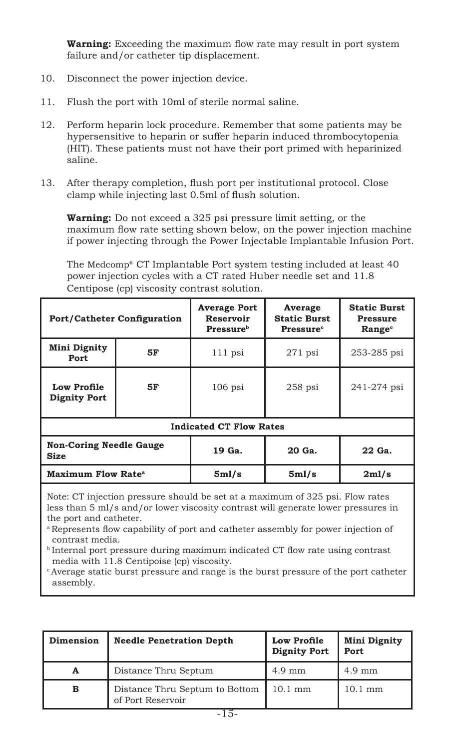**Warning:** Exceeding the maximum flow rate may result in port system failure and/or catheter tip displacement.

10. Disconnect the power injection device.

11. Flush the port with 10ml of sterile normal saline.

12. Perform heparin lock procedure. Remember that some patients may be hypersensitive to heparin or suffer heparin induced thrombocytopenia (HIT). These patients must not have their port primed with heparinized saline.

13. After therapy completion, flush port per institutional protocol. Close clamp while injecting last 0.5ml of flush solution.

**Warning:** Do not exceed a 325 psi pressure limit setting, or the maximum flow rate setting shown below, on the power injection machine if power injecting through the Power Injectable Implantable Infusion Port.

The Medcomp® CT Implantable Port system testing included at least 40 power injection cycles with a CT rated Huber needle set and 11.8 Centipose (cp) viscosity contrast solution.

| **Port/Catheter Configuration** | | **Average Port Reservoir Pressure[b]** | **Average Static Burst Pressure[c]** | **Static Burst Pressure Range[c]** |
|---|---|---|---|---|
| **Mini Dignity Port** | **5F** | 111 psi | 271 psi | 253-285 psi |
| **Low Profile Dignity Port** | **5F** | 106 psi | 258 psi | 241-274 psi |
| **Indicated CT Flow Rates** | | | | |
| **Non-Coring Needle Gauge Size** | | **19 Ga.** | **20 Ga.** | **22 Ga.** |
| **Maximum Flow Rate[a]** | | **5ml/s** | **5ml/s** | **2ml/s** |

Note: CT injection pressure should be set at a maximum of 325 psi. Flow rates less than 5 ml/s and/or lower viscosity contrast will generate lower pressures in the port and catheter.

[a] Represents flow capability of port and catheter assembly for power injection of contrast media.

[b] Internal port pressure during maximum indicated CT flow rate using contrast media with 11.8 Centipoise (cp) viscosity.

[c] Average static burst pressure and range is the burst pressure of the port catheter assembly.

| **Dimension** | **Needle Penetration Depth** | **Low Profile Dignity Port** | **Mini Dignity Port** |
|---|---|---|---|
| **A** | Distance Thru Septum | 4.9 mm | 4.9 mm |
| **B** | Distance Thru Septum to Bottom of Port Reservoir | 10.1 mm | 10.1 mm |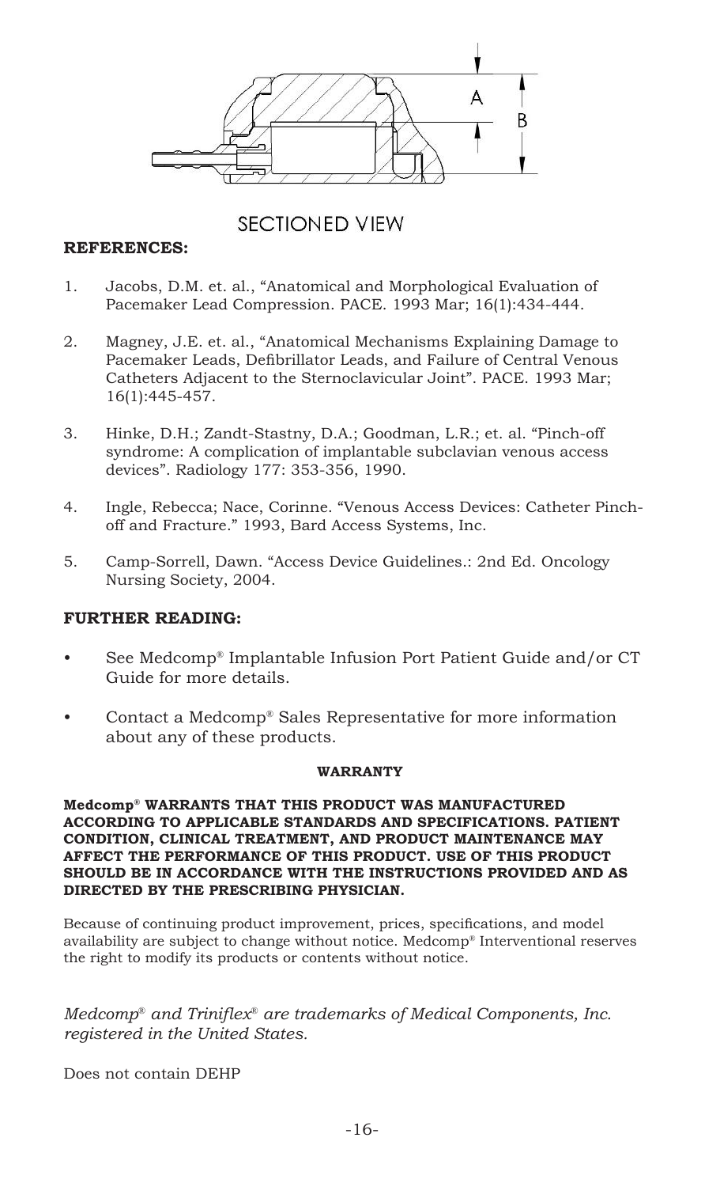SECTIONED VIEW

**REFERENCES:**

1. Jacobs, D.M. et. al., “Anatomical and Morphological Evaluation of Pacemaker Lead Compression. PACE. 1993 Mar; 16(1):434-444.

2. Magney, J.E. et. al., “Anatomical Mechanisms Explaining Damage to Pacemaker Leads, Defibrillator Leads, and Failure of Central Venous Catheters Adjacent to the Sternoclavicular Joint”. PACE. 1993 Mar; 16(1):445-457.

3. Hinke, D.H.; Zandt-Stastny, D.A.; Goodman, L.R.; et. al. “Pinch-off syndrome: A complication of implantable subclavian venous access devices”. Radiology 177: 353-356, 1990.

4. Ingle, Rebecca; Nace, Corinne. “Venous Access Devices: Catheter Pinch-off and Fracture.” 1993, Bard Access Systems, Inc.

5. Camp-Sorrell, Dawn. “Access Device Guidelines.: 2nd Ed. Oncology Nursing Society, 2004.

**FURTHER READING:**

- See Medcomp® Implantable Infusion Port Patient Guide and/or CT Guide for more details.
- Contact a Medcomp® Sales Representative for more information about any of these products.

**WARRANTY**

**Medcomp® WARRANTS THAT THIS PRODUCT WAS MANUFACTURED ACCORDING TO APPLICABLE STANDARDS AND SPECIFICATIONS. PATIENT CONDITION, CLINICAL TREATMENT, AND PRODUCT MAINTENANCE MAY AFFECT THE PERFORMANCE OF THIS PRODUCT. USE OF THIS PRODUCT SHOULD BE IN ACCORDANCE WITH THE INSTRUCTIONS PROVIDED AND AS DIRECTED BY THE PRESCRIBING PHYSICIAN.**

Because of continuing product improvement, prices, specifications, and model availability are subject to change without notice. Medcomp® Interventional reserves the right to modify its products or contents without notice.

*Medcomp® and Triniflex® are trademarks of Medical Components, Inc. registered in the United States.*

Does not contain DEHP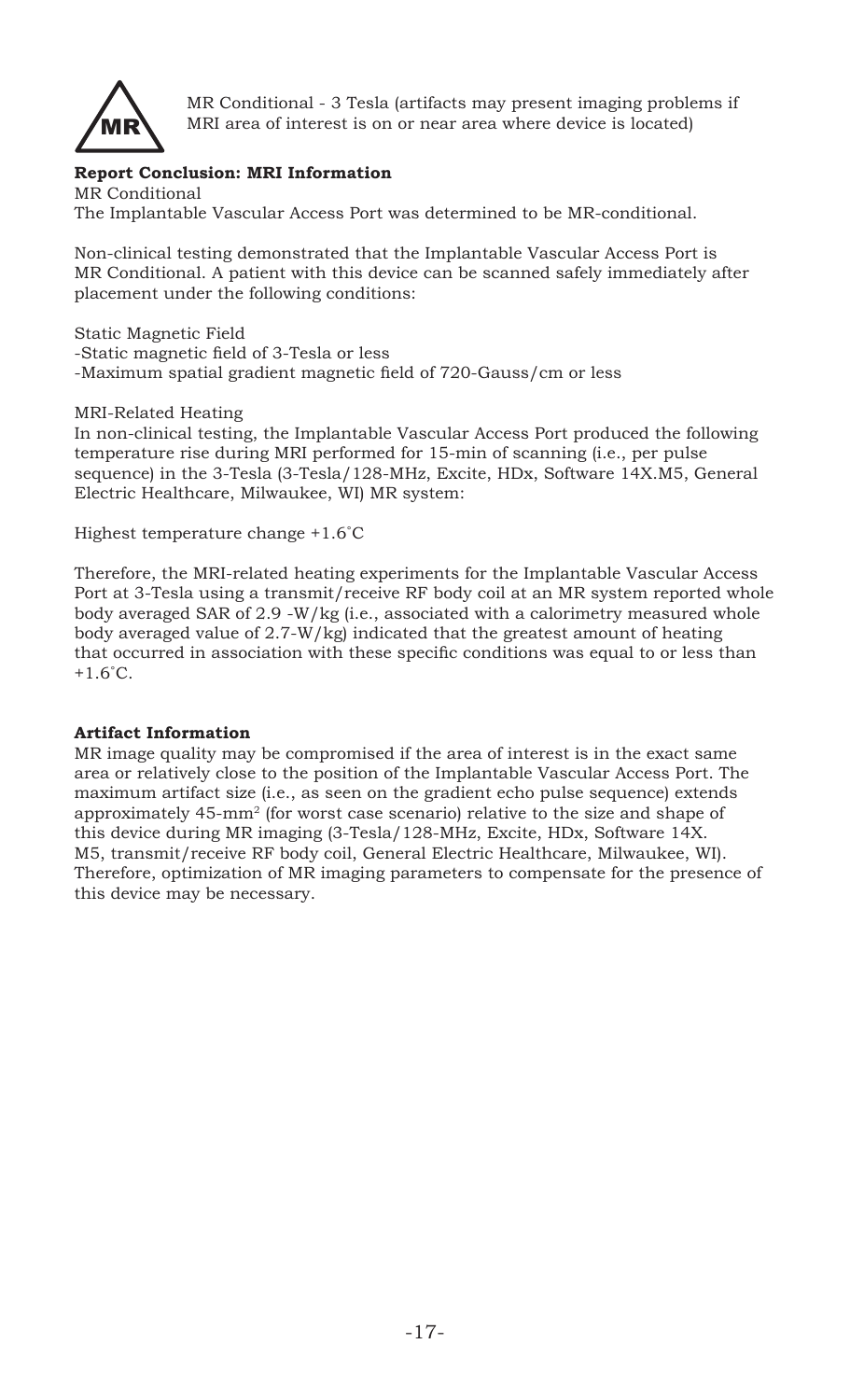MR Conditional - 3 Tesla (artifacts may present imaging problems if MRI area of interest is on or near area where device is located)

**Report Conclusion: MRI Information**

MR Conditional

The Implantable Vascular Access Port was determined to be MR-conditional.

Non-clinical testing demonstrated that the Implantable Vascular Access Port is MR Conditional. A patient with this device can be scanned safely immediately after placement under the following conditions:

Static Magnetic Field

-Static magnetic field of 3-Tesla or less

-Maximum spatial gradient magnetic field of 720-Gauss/cm or less

MRI-Related Heating

In non-clinical testing, the Implantable Vascular Access Port produced the following temperature rise during MRI performed for 15-min of scanning (i.e., per pulse sequence) in the 3-Tesla (3-Tesla/128-MHz, Excite, HDx, Software 14X.M5, General Electric Healthcare, Milwaukee, WI) MR system:

Highest temperature change +1.6˚C

Therefore, the MRI-related heating experiments for the Implantable Vascular Access Port at 3-Tesla using a transmit/receive RF body coil at an MR system reported whole body averaged SAR of 2.9 -W/kg (i.e., associated with a calorimetry measured whole body averaged value of 2.7-W/kg) indicated that the greatest amount of heating that occurred in association with these specific conditions was equal to or less than +1.6˚C.

**Artifact Information**

MR image quality may be compromised if the area of interest is in the exact same area or relatively close to the position of the Implantable Vascular Access Port. The maximum artifact size (i.e., as seen on the gradient echo pulse sequence) extends approximately 45-mm$^2$ (for worst case scenario) relative to the size and shape of this device during MR imaging (3-Tesla/128-MHz, Excite, HDx, Software 14X. M5, transmit/receive RF body coil, General Electric Healthcare, Milwaukee, WI). Therefore, optimization of MR imaging parameters to compensate for the presence of this device may be necessary.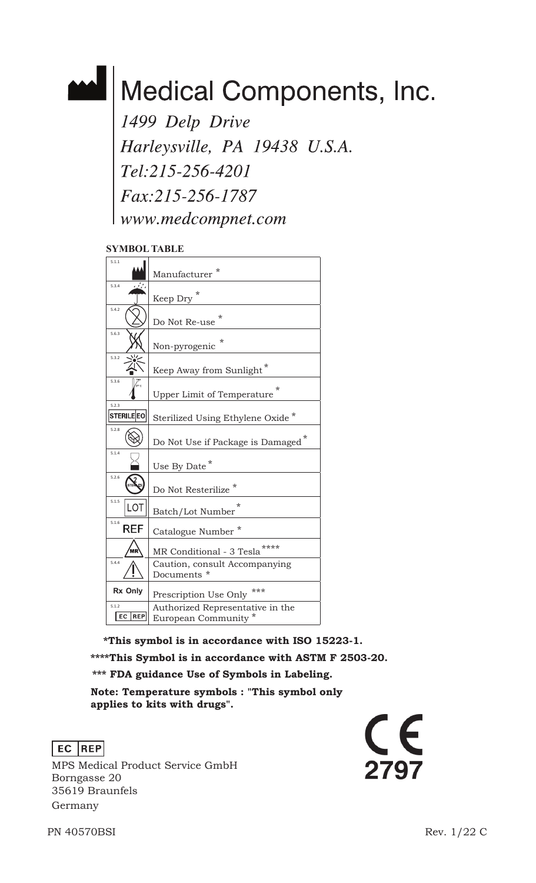# Medical Components, Inc.

*1499 Delp Drive*
*Harleysville, PA 19438 U.S.A.*
*Tel:215-256-4201*
*Fax:215-256-1787*
*www.medcompnet.com*

**SYMBOL TABLE**

| | |
|---|---|
| 5.1.1 | Manufacturer * |
| 5.3.4 | Keep Dry * |
| 5.4.2 | Do Not Re-use * |
| 5.6.3 | Non-pyrogenic * |
| 5.3.2 | Keep Away from Sunlight * |
| 5.3.6 | Upper Limit of Temperature * |
| 5.2.3 STERILE EO | Sterilized Using Ethylene Oxide * |
| 5.2.8 | Do Not Use if Package is Damaged * |
| 5.1.4 | Use By Date * |
| 5.2.6 | Do Not Resterilize * |
| 5.1.5 LOT | Batch/Lot Number * |
| 5.1.6 REF | Catalogue Number * |
| MR | MR Conditional - 3 Tesla **** |
| 5.4.4 | Caution, consult Accompanying Documents * |
| Rx Only | Prescription Use Only *** |
| 5.1.2 EC REP | Authorized Representative in the European Community * |

***This symbol is in accordance with ISO 15223-1.**

******This Symbol is in accordance with ASTM F 2503-20.**

***** FDA guidance Use of Symbols in Labeling.**

**Note: Temperature symbols : "This symbol only applies to kits with drugs".**

EC REP

MPS Medical Product Service GmbH
Borngasse 20
35619 Braunfels
Germany

CE 2797

PN 40570BSI

Rev. 1/22 C